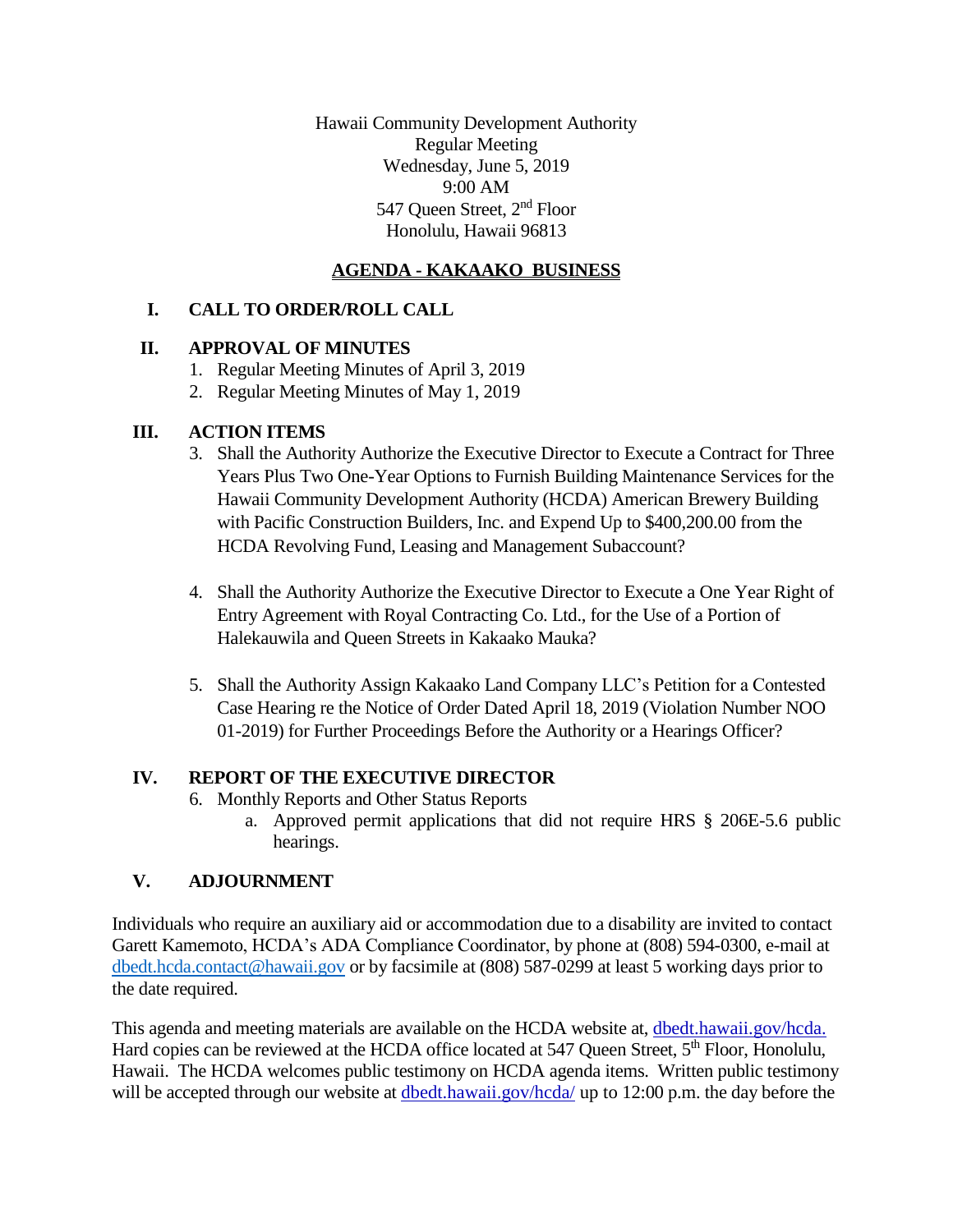Hawaii Community Development Authority
Regular Meeting
Wednesday, June 5, 2019
9:00 AM
547 Queen Street, 2nd Floor
Honolulu, Hawaii 96813

## AGENDA - KAKAAKO BUSINESS

## I. CALL TO ORDER/ROLL CALL

## II. APPROVAL OF MINUTES

1. Regular Meeting Minutes of April 3, 2019
2. Regular Meeting Minutes of May 1, 2019

## III. ACTION ITEMS

3. Shall the Authority Authorize the Executive Director to Execute a Contract for Three Years Plus Two One-Year Options to Furnish Building Maintenance Services for the Hawaii Community Development Authority (HCDA) American Brewery Building with Pacific Construction Builders, Inc. and Expend Up to $400,200.00 from the HCDA Revolving Fund, Leasing and Management Subaccount?

4. Shall the Authority Authorize the Executive Director to Execute a One Year Right of Entry Agreement with Royal Contracting Co. Ltd., for the Use of a Portion of Halekauwila and Queen Streets in Kakaako Mauka?

5. Shall the Authority Assign Kakaako Land Company LLC's Petition for a Contested Case Hearing re the Notice of Order Dated April 18, 2019 (Violation Number NOO 01-2019) for Further Proceedings Before the Authority or a Hearings Officer?

## IV. REPORT OF THE EXECUTIVE DIRECTOR

6. Monthly Reports and Other Status Reports
   a. Approved permit applications that did not require HRS § 206E-5.6 public hearings.

## V. ADJOURNMENT

Individuals who require an auxiliary aid or accommodation due to a disability are invited to contact Garett Kamemoto, HCDA's ADA Compliance Coordinator, by phone at (808) 594-0300, e-mail at dbedt.hcda.contact@hawaii.gov or by facsimile at (808) 587-0299 at least 5 working days prior to the date required.

This agenda and meeting materials are available on the HCDA website at, dbedt.hawaii.gov/hcda. Hard copies can be reviewed at the HCDA office located at 547 Queen Street, 5th Floor, Honolulu, Hawaii. The HCDA welcomes public testimony on HCDA agenda items. Written public testimony will be accepted through our website at dbedt.hawaii.gov/hcda/ up to 12:00 p.m. the day before the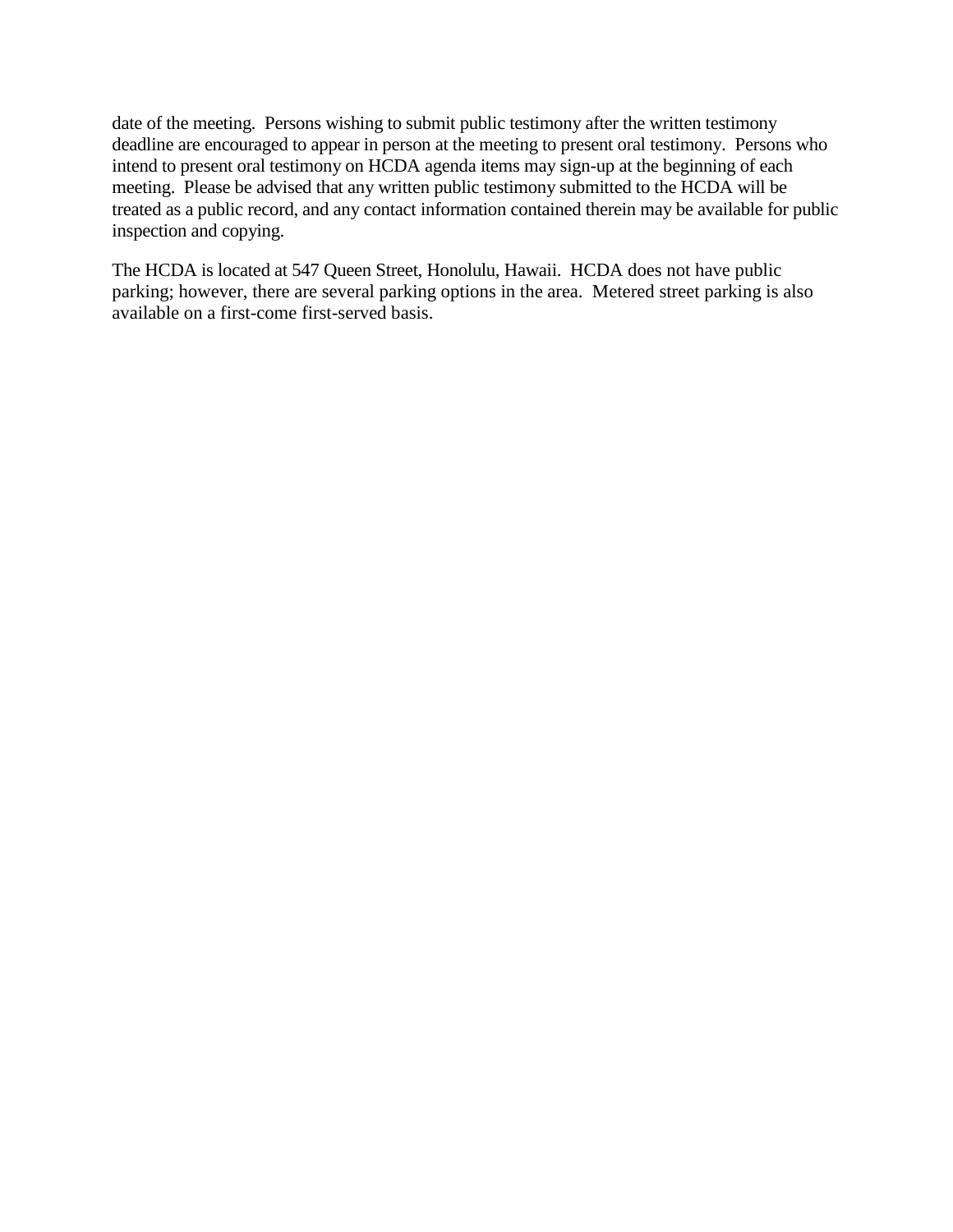date of the meeting. Persons wishing to submit public testimony after the written testimony deadline are encouraged to appear in person at the meeting to present oral testimony. Persons who intend to present oral testimony on HCDA agenda items may sign-up at the beginning of each meeting. Please be advised that any written public testimony submitted to the HCDA will be treated as a public record, and any contact information contained therein may be available for public inspection and copying.

The HCDA is located at 547 Queen Street, Honolulu, Hawaii. HCDA does not have public parking; however, there are several parking options in the area. Metered street parking is also available on a first-come first-served basis.